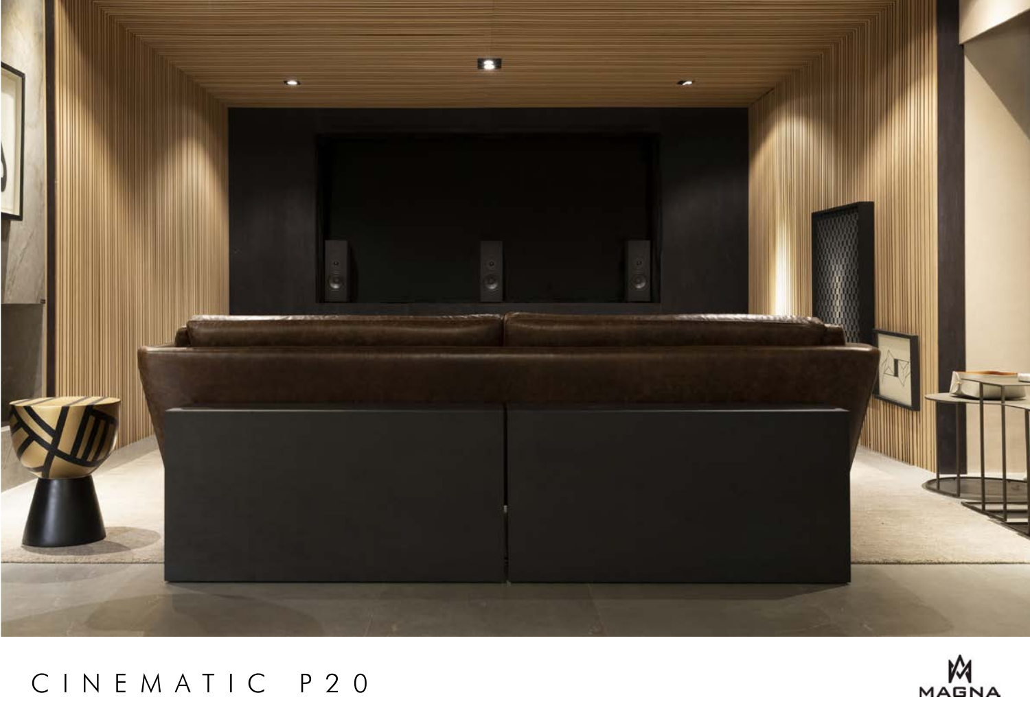# CINEMATIC P20

MAGNA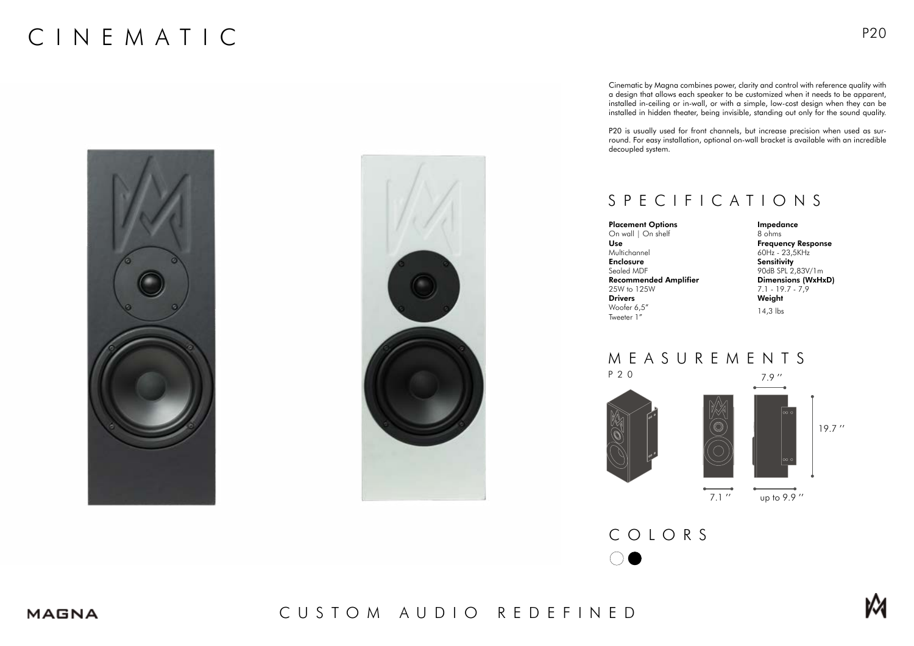# CINEMATIC

P20

Cinematic by Magna combines power, clarity and control with reference quality with a design that allows each speaker to be customized when it needs to be apparent, installed in-ceiling or in-wall, or with a simple, low-cost design when they can be installed in hidden theater, being invisible, standing out only for the sound quality.

P20 is usually used for front channels, but increase precision when used as surround. For easy installation, optional on-wall bracket is available with an incredible decoupled system.

## SPECIFICATIONS

**Placement Options**
On wall | On shelf

**Use**
Multichannel

**Enclosure**
Sealed MDF

**Recommended Amplifier**
25W to 125W

**Drivers**
Woofer 6,5"
Tweeter 1"

**Impedance**
8 ohms

**Frequency Response**
60Hz - 23,5KHz

**Sensitivity**
90dB SPL 2,83V/1m

**Dimensions (WxHxD)**
7.1 - 19.7 - 7,9

**Weight**
14,3 lbs

## MEASUREMENTS

P20

7.9 ''

19.7 ''

7.1 ''

up to 9.9 ''

## COLORS

MAGNA

CUSTOM AUDIO REDEFINED